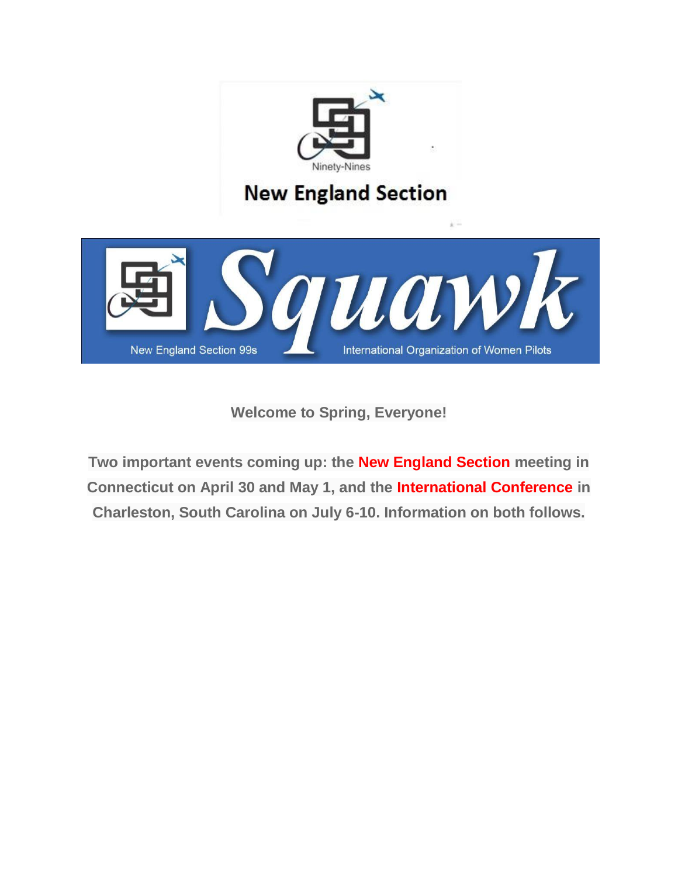Ninety-Nines

# New England Section

# Squawk

New England Section 99s — International Organization of Women Pilots

**Welcome to Spring, Everyone!**

**Two important events coming up: the New England Section meeting in Connecticut on April 30 and May 1, and the International Conference in Charleston, South Carolina on July 6-10. Information on both follows.**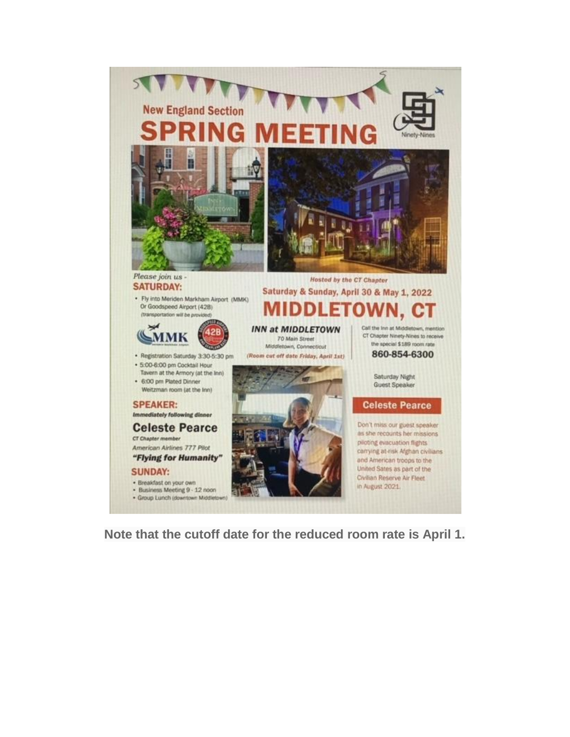New England Section

# SPRING MEETING

Ninety-Nines

*Please join us -*

**SATURDAY:**

- Fly into Meriden Markham Airport (MMK) Or Goodspeed Airport (42B) (transportation will be provided)

MMK

42B

- Registration Saturday 3:30-5:30 pm
- 5:00-6:00 pm Cocktail Hour Tavern at the Armory (at the Inn)
- 6:00 pm Plated Dinner Weitzman room (at the Inn)

**SPEAKER:**

***Immediately following dinner***

**Celeste Pearce**

*CT Chapter member*

*American Airlines 777 Pilot*

***"Flying for Humanity"***

**SUNDAY:**

- Breakfast on your own
- Business Meeting 9 - 12 noon
- Group Lunch (downtown Middletown)

***Hosted by the CT Chapter***

**Saturday & Sunday, April 30 & May 1, 2022**

## MIDDLETOWN, CT

***INN at MIDDLETOWN***

*70 Main Street*

*Middletown, Connecticut*

***(Room cut off date Friday, April 1st)***

Call the Inn at Middletown, mention CT Chapter Ninety-Nines to receive the special $189 room rate

**860-854-6300**

Saturday Night Guest Speaker

**Celeste Pearce**

Don't miss our guest speaker as she recounts her missions piloting evacuation flights carrying at-risk Afghan civilians and American troops to the United Sates as part of the Civilian Reserve Air Fleet in August 2021.

**Note that the cutoff date for the reduced room rate is April 1.**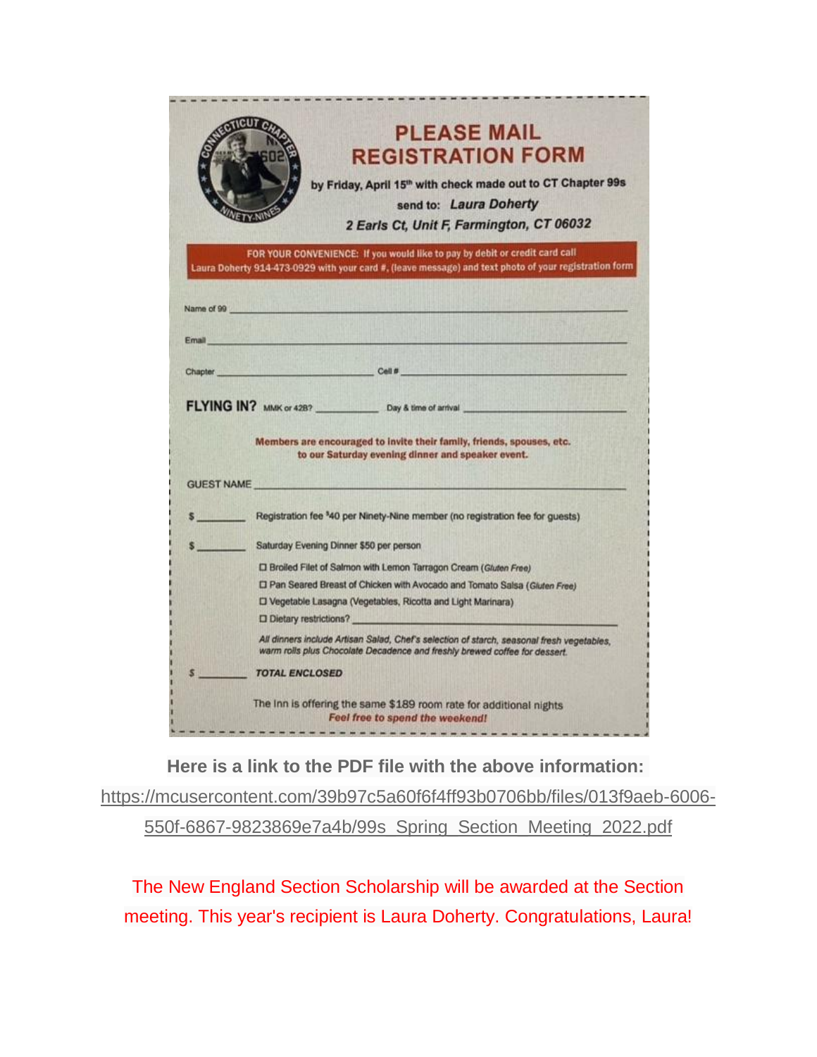# PLEASE MAIL REGISTRATION FORM

by Friday, April 15th with check made out to CT Chapter 99s

send to: *Laura Doherty*

*2 Earls Ct, Unit F, Farmington, CT 06032*

FOR YOUR CONVENIENCE: If you would like to pay by debit or credit card call Laura Doherty 914-473-0929 with your card #, (leave message) and text photo of your registration form

Name of 99 ____________________

Email ____________________

Chapter ____________________ Cell # ____________________

**FLYING IN?** MMK or 42B? __________ Day & time of arrival ____________________

Members are encouraged to invite their family, friends, spouses, etc. to our Saturday evening dinner and speaker event.

GUEST NAME ____________________

$ ________ Registration fee $40 per Ninety-Nine member (no registration fee for guests)

$ ________ Saturday Evening Dinner $50 per person

- ☐ Broiled Filet of Salmon with Lemon Tarragon Cream (*Gluten Free*)
- ☐ Pan Seared Breast of Chicken with Avocado and Tomato Salsa (*Gluten Free*)
- ☐ Vegetable Lasagna (Vegetables, Ricotta and Light Marinara)
- ☐ Dietary restrictions? ____________________

*All dinners include Artisan Salad, Chef's selection of starch, seasonal fresh vegetables, warm rolls plus Chocolate Decadence and freshly brewed coffee for dessert.*

$ ________ ***TOTAL ENCLOSED***

The Inn is offering the same $189 room rate for additional nights

*Feel free to spend the weekend!*

**Here is a link to the PDF file with the above information:**

https://mcusercontent.com/39b97c5a60f6f4ff93b0706bb/files/013f9aeb-6006-550f-6867-9823869e7a4b/99s_Spring_Section_Meeting_2022.pdf

The New England Section Scholarship will be awarded at the Section meeting. This year's recipient is Laura Doherty. Congratulations, Laura!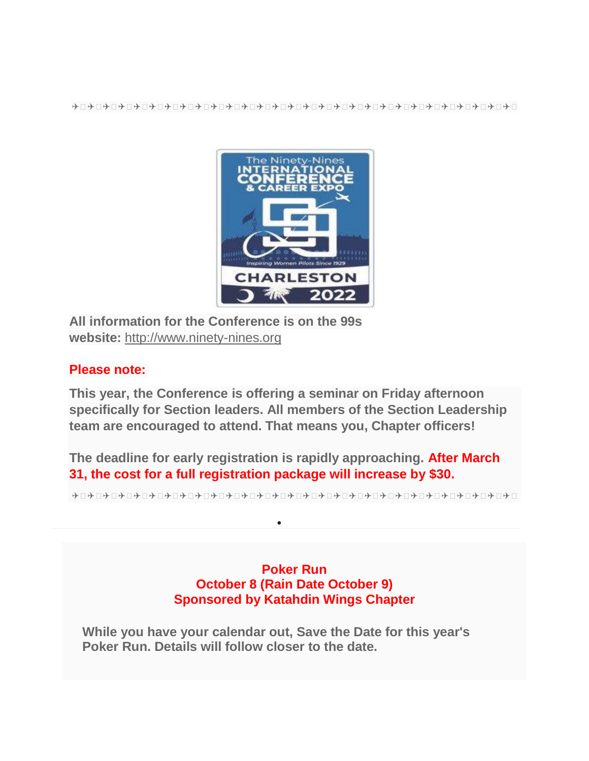✈︎□✈︎□✈︎□✈︎□✈︎□✈︎□✈︎□✈︎□✈︎□✈︎□✈︎□✈︎□✈︎□✈︎□✈︎□✈︎□✈︎□✈︎□✈︎□✈︎□✈︎□✈︎□✈︎□✈︎□✈︎□✈︎□✈︎□✈︎□✈︎□

**All information for the Conference is on the 99s website:** http://www.ninety-nines.org

**Please note:**

**This year, the Conference is offering a seminar on Friday afternoon specifically for Section leaders. All members of the Section Leadership team are encouraged to attend. That means you, Chapter officers!**

**The deadline for early registration is rapidly approaching. After March 31, the cost for a full registration package will increase by $30.**

✈︎□✈︎□✈︎□✈︎□✈︎□✈︎□✈︎□✈︎□✈︎□✈︎□✈︎□✈︎□✈︎□✈︎□✈︎□✈︎□✈︎□✈︎□✈︎□✈︎□✈︎□✈︎□✈︎□✈︎□✈︎□✈︎□✈︎□✈︎□✈︎□

---

**Poker Run**
**October 8 (Rain Date October 9)**
**Sponsored by Katahdin Wings Chapter**

**While you have your calendar out, Save the Date for this year's Poker Run. Details will follow closer to the date.**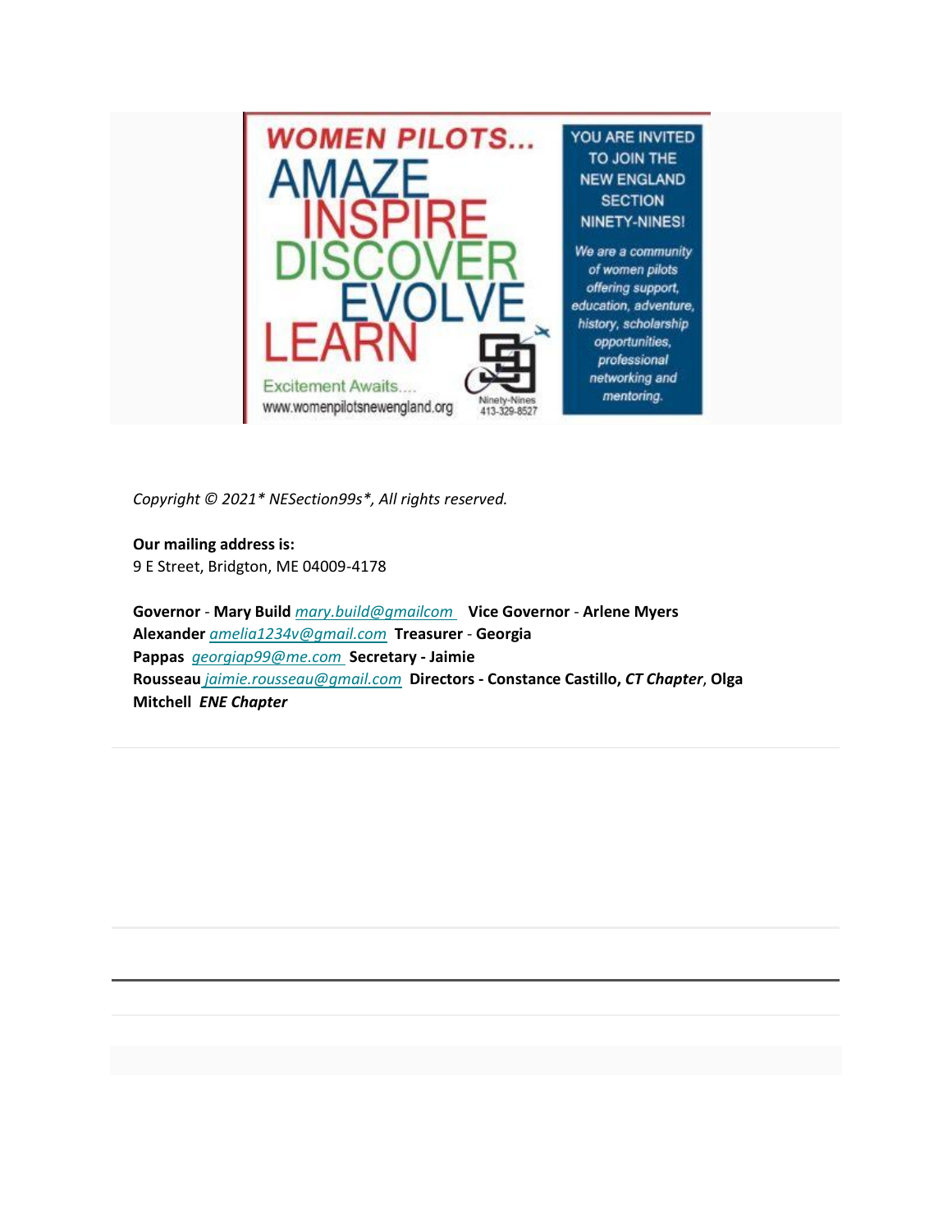WOMEN PILOTS...
AMAZE
INSPIRE
DISCOVER
EVOLVE
LEARN
Excitement Awaits....
www.womenpilotsnewengland.org

Ninety-Nines
413-329-8527

YOU ARE INVITED TO JOIN THE NEW ENGLAND SECTION NINETY-NINES!

*We are a community of women pilots offering support, education, adventure, history, scholarship opportunities, professional networking and mentoring.*

*Copyright © 2021* NESection99s*, All rights reserved.*

**Our mailing address is:**
9 E Street, Bridgton, ME 04009-4178

**Governor** - **Mary Build** *mary.build@gmailcom* **Vice Governor** - **Arlene Myers Alexander** *amelia1234v@gmail.com* **Treasurer** - **Georgia Pappas** *georgiap99@me.com* **Secretary - Jaimie Rousseau** *jaimie.rousseau@gmail.com* **Directors - Constance Castillo, *CT Chapter*, Olga Mitchell *ENE Chapter***